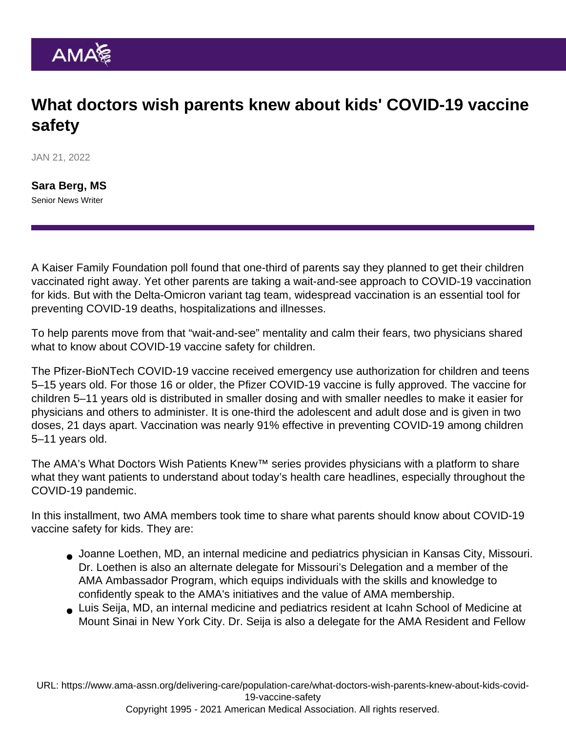# What doctors wish parents knew about kids' COVID-19 vaccine safety

JAN 21, 2022

**Sara Berg, MS**
Senior News Writer

A Kaiser Family Foundation poll found that one-third of parents say they planned to get their children vaccinated right away. Yet other parents are taking a wait-and-see approach to COVID-19 vaccination for kids. But with the Delta-Omicron variant tag team, widespread vaccination is an essential tool for preventing COVID-19 deaths, hospitalizations and illnesses.

To help parents move from that "wait-and-see" mentality and calm their fears, two physicians shared what to know about COVID-19 vaccine safety for children.

The Pfizer-BioNTech COVID-19 vaccine received emergency use authorization for children and teens 5–15 years old. For those 16 or older, the Pfizer COVID-19 vaccine is fully approved. The vaccine for children 5–11 years old is distributed in smaller dosing and with smaller needles to make it easier for physicians and others to administer. It is one-third the adolescent and adult dose and is given in two doses, 21 days apart. Vaccination was nearly 91% effective in preventing COVID-19 among children 5–11 years old.

The AMA's What Doctors Wish Patients Knew™ series provides physicians with a platform to share what they want patients to understand about today's health care headlines, especially throughout the COVID-19 pandemic.

In this installment, two AMA members took time to share what parents should know about COVID-19 vaccine safety for kids. They are:

- Joanne Loethen, MD, an internal medicine and pediatrics physician in Kansas City, Missouri. Dr. Loethen is also an alternate delegate for Missouri's Delegation and a member of the AMA Ambassador Program, which equips individuals with the skills and knowledge to confidently speak to the AMA's initiatives and the value of AMA membership.
- Luis Seija, MD, an internal medicine and pediatrics resident at Icahn School of Medicine at Mount Sinai in New York City. Dr. Seija is also a delegate for the AMA Resident and Fellow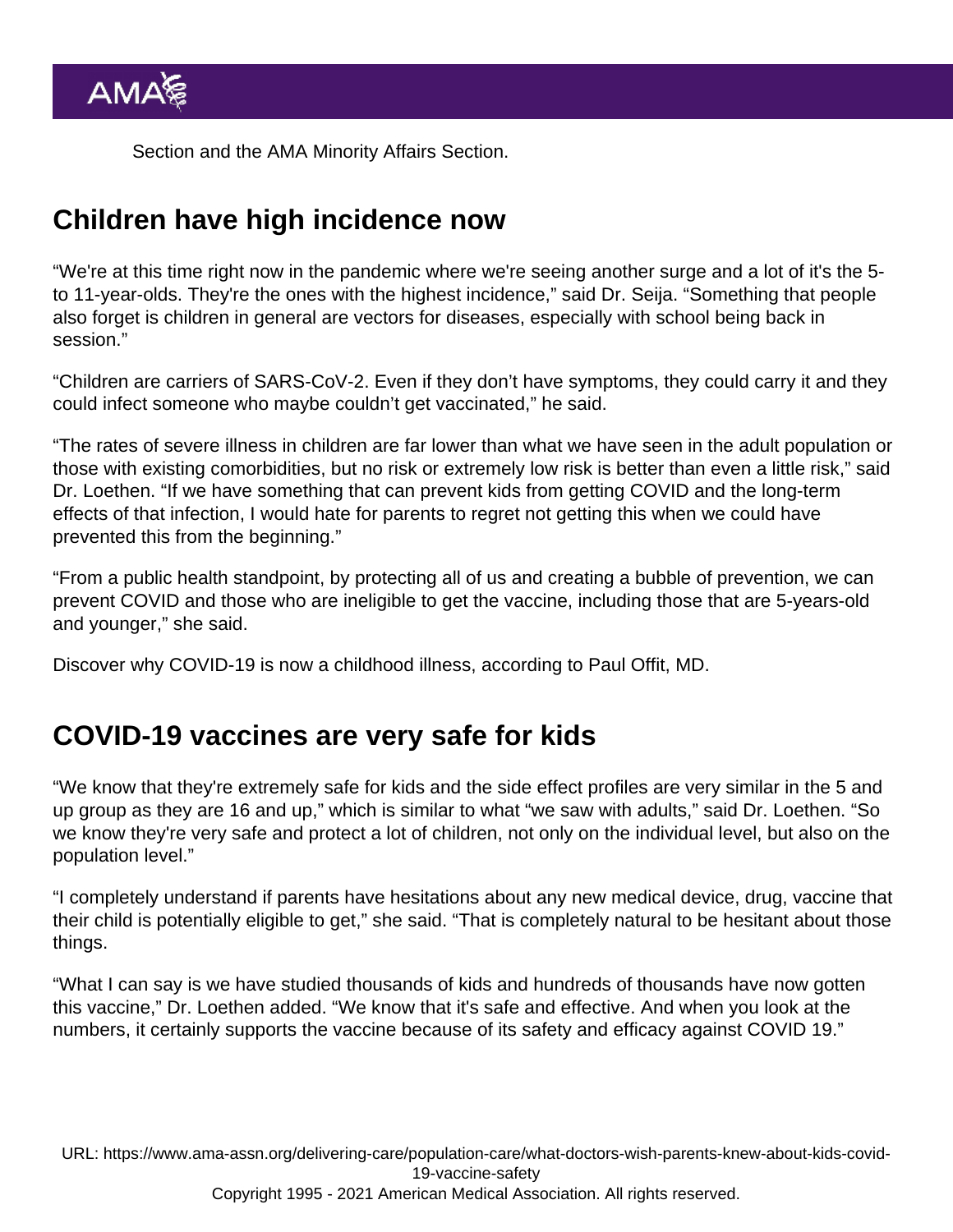Section and the AMA Minority Affairs Section.

## Children have high incidence now

"We're at this time right now in the pandemic where we're seeing another surge and a lot of it's the 5- to 11-year-olds. They're the ones with the highest incidence," said Dr. Seija. "Something that people also forget is children in general are vectors for diseases, especially with school being back in session."

"Children are carriers of SARS-CoV-2. Even if they don't have symptoms, they could carry it and they could infect someone who maybe couldn't get vaccinated," he said.

"The rates of severe illness in children are far lower than what we have seen in the adult population or those with existing comorbidities, but no risk or extremely low risk is better than even a little risk," said Dr. Loethen. "If we have something that can prevent kids from getting COVID and the long-term effects of that infection, I would hate for parents to regret not getting this when we could have prevented this from the beginning."

"From a public health standpoint, by protecting all of us and creating a bubble of prevention, we can prevent COVID and those who are ineligible to get the vaccine, including those that are 5-years-old and younger," she said.

Discover why COVID-19 is now a childhood illness, according to Paul Offit, MD.

## COVID-19 vaccines are very safe for kids

"We know that they're extremely safe for kids and the side effect profiles are very similar in the 5 and up group as they are 16 and up," which is similar to what "we saw with adults," said Dr. Loethen. "So we know they're very safe and protect a lot of children, not only on the individual level, but also on the population level."

"I completely understand if parents have hesitations about any new medical device, drug, vaccine that their child is potentially eligible to get," she said. "That is completely natural to be hesitant about those things.

"What I can say is we have studied thousands of kids and hundreds of thousands have now gotten this vaccine," Dr. Loethen added. "We know that it's safe and effective. And when you look at the numbers, it certainly supports the vaccine because of its safety and efficacy against COVID 19."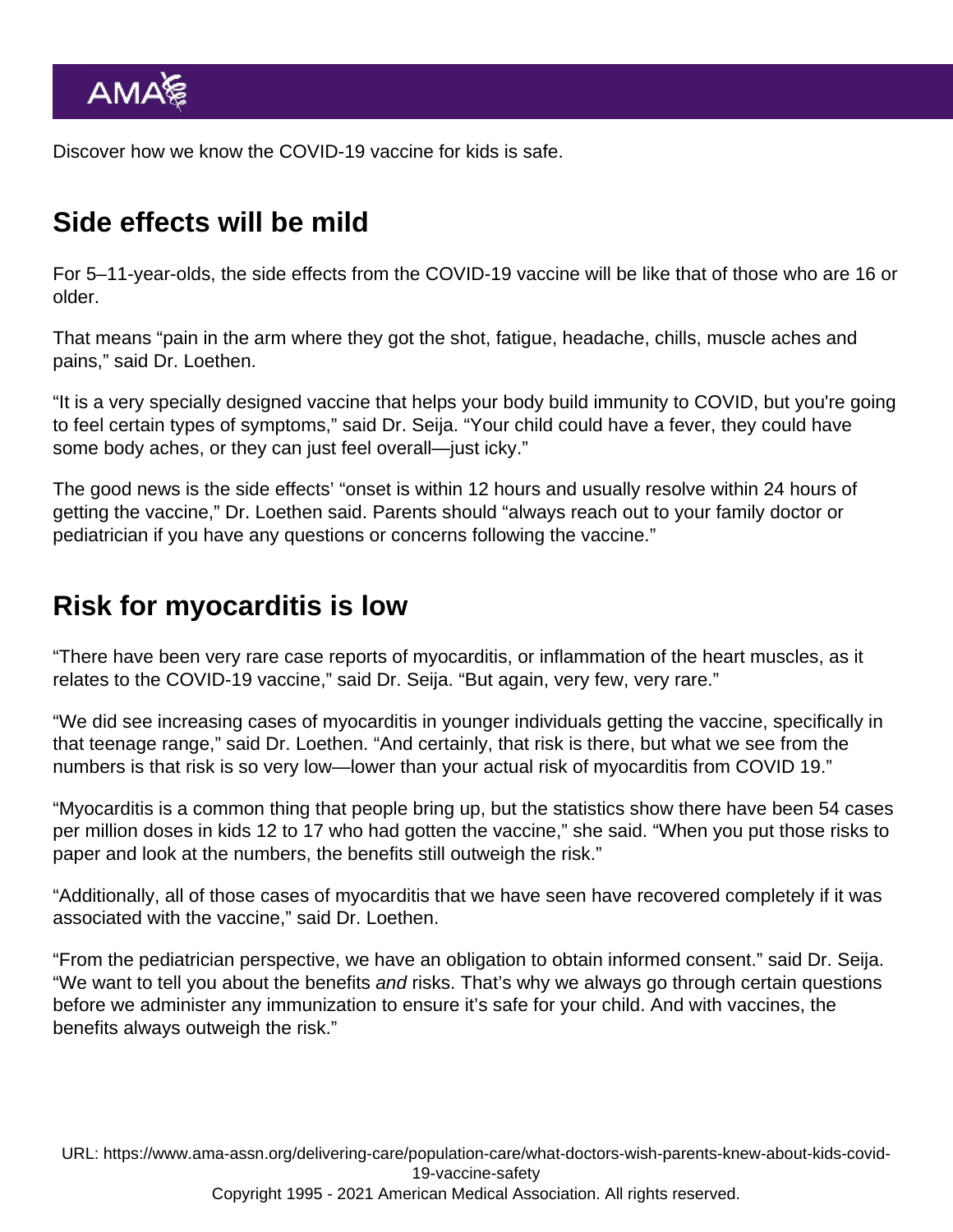Discover how we know the COVID-19 vaccine for kids is safe.

## Side effects will be mild

For 5–11-year-olds, the side effects from the COVID-19 vaccine will be like that of those who are 16 or older.

That means "pain in the arm where they got the shot, fatigue, headache, chills, muscle aches and pains," said Dr. Loethen.

"It is a very specially designed vaccine that helps your body build immunity to COVID, but you're going to feel certain types of symptoms," said Dr. Seija. "Your child could have a fever, they could have some body aches, or they can just feel overall—just icky."

The good news is the side effects' "onset is within 12 hours and usually resolve within 24 hours of getting the vaccine," Dr. Loethen said. Parents should "always reach out to your family doctor or pediatrician if you have any questions or concerns following the vaccine."

## Risk for myocarditis is low

"There have been very rare case reports of myocarditis, or inflammation of the heart muscles, as it relates to the COVID-19 vaccine," said Dr. Seija. "But again, very few, very rare."

"We did see increasing cases of myocarditis in younger individuals getting the vaccine, specifically in that teenage range," said Dr. Loethen. "And certainly, that risk is there, but what we see from the numbers is that risk is so very low—lower than your actual risk of myocarditis from COVID 19."

"Myocarditis is a common thing that people bring up, but the statistics show there have been 54 cases per million doses in kids 12 to 17 who had gotten the vaccine," she said. "When you put those risks to paper and look at the numbers, the benefits still outweigh the risk."

"Additionally, all of those cases of myocarditis that we have seen have recovered completely if it was associated with the vaccine," said Dr. Loethen.

"From the pediatrician perspective, we have an obligation to obtain informed consent." said Dr. Seija. "We want to tell you about the benefits *and* risks. That's why we always go through certain questions before we administer any immunization to ensure it's safe for your child. And with vaccines, the benefits always outweigh the risk."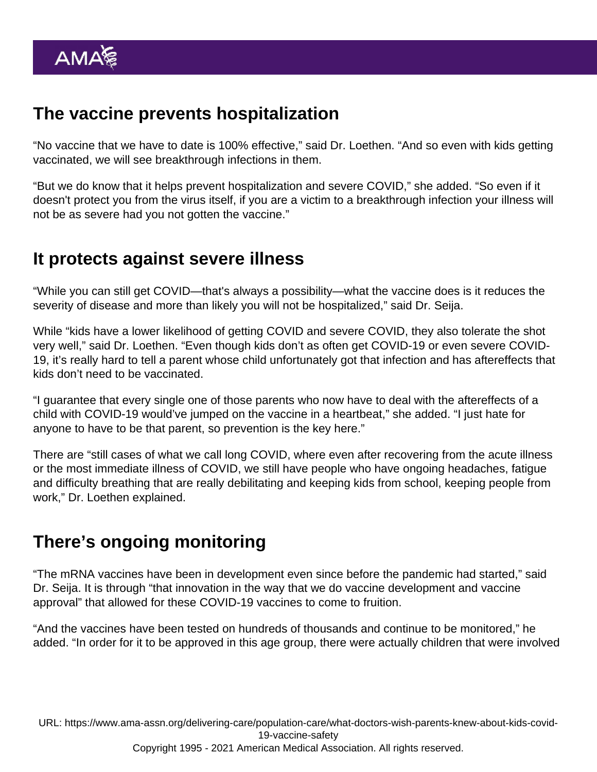## The vaccine prevents hospitalization

"No vaccine that we have to date is 100% effective," said Dr. Loethen. "And so even with kids getting vaccinated, we will see breakthrough infections in them.

"But we do know that it helps prevent hospitalization and severe COVID," she added. "So even if it doesn't protect you from the virus itself, if you are a victim to a breakthrough infection your illness will not be as severe had you not gotten the vaccine."

## It protects against severe illness

"While you can still get COVID—that's always a possibility—what the vaccine does is it reduces the severity of disease and more than likely you will not be hospitalized," said Dr. Seija.

While "kids have a lower likelihood of getting COVID and severe COVID, they also tolerate the shot very well," said Dr. Loethen. "Even though kids don't as often get COVID-19 or even severe COVID-19, it's really hard to tell a parent whose child unfortunately got that infection and has aftereffects that kids don't need to be vaccinated.

"I guarantee that every single one of those parents who now have to deal with the aftereffects of a child with COVID-19 would've jumped on the vaccine in a heartbeat," she added. "I just hate for anyone to have to be that parent, so prevention is the key here."

There are "still cases of what we call long COVID, where even after recovering from the acute illness or the most immediate illness of COVID, we still have people who have ongoing headaches, fatigue and difficulty breathing that are really debilitating and keeping kids from school, keeping people from work," Dr. Loethen explained.

## There's ongoing monitoring

"The mRNA vaccines have been in development even since before the pandemic had started," said Dr. Seija. It is through "that innovation in the way that we do vaccine development and vaccine approval" that allowed for these COVID-19 vaccines to come to fruition.

"And the vaccines have been tested on hundreds of thousands and continue to be monitored," he added. "In order for it to be approved in this age group, there were actually children that were involved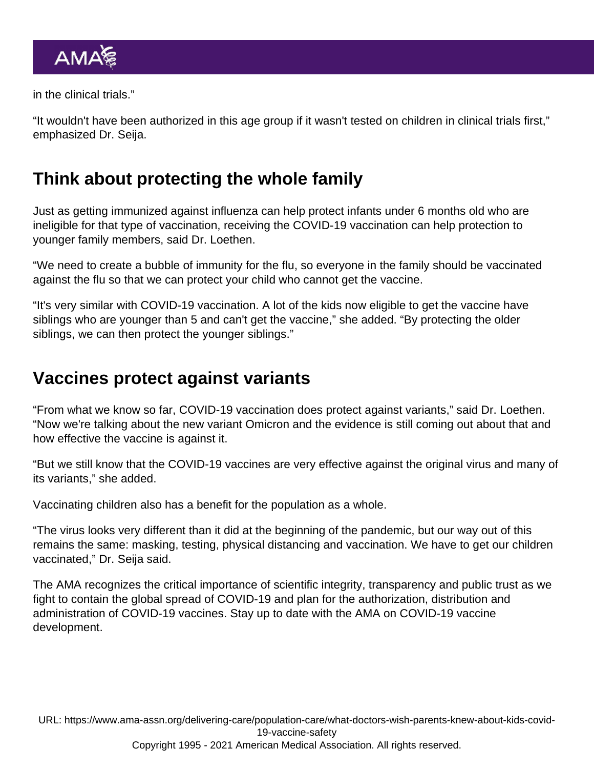in the clinical trials."

"It wouldn't have been authorized in this age group if it wasn't tested on children in clinical trials first," emphasized Dr. Seija.

## Think about protecting the whole family

Just as getting immunized against influenza can help protect infants under 6 months old who are ineligible for that type of vaccination, receiving the COVID-19 vaccination can help protection to younger family members, said Dr. Loethen.

"We need to create a bubble of immunity for the flu, so everyone in the family should be vaccinated against the flu so that we can protect your child who cannot get the vaccine.

"It's very similar with COVID-19 vaccination. A lot of the kids now eligible to get the vaccine have siblings who are younger than 5 and can't get the vaccine," she added. "By protecting the older siblings, we can then protect the younger siblings."

## Vaccines protect against variants

"From what we know so far, COVID-19 vaccination does protect against variants," said Dr. Loethen. "Now we're talking about the new variant Omicron and the evidence is still coming out about that and how effective the vaccine is against it.

"But we still know that the COVID-19 vaccines are very effective against the original virus and many of its variants," she added.

Vaccinating children also has a benefit for the population as a whole.

"The virus looks very different than it did at the beginning of the pandemic, but our way out of this remains the same: masking, testing, physical distancing and vaccination. We have to get our children vaccinated," Dr. Seija said.

The AMA recognizes the critical importance of scientific integrity, transparency and public trust as we fight to contain the global spread of COVID-19 and plan for the authorization, distribution and administration of COVID-19 vaccines. Stay up to date with the AMA on COVID-19 vaccine development.